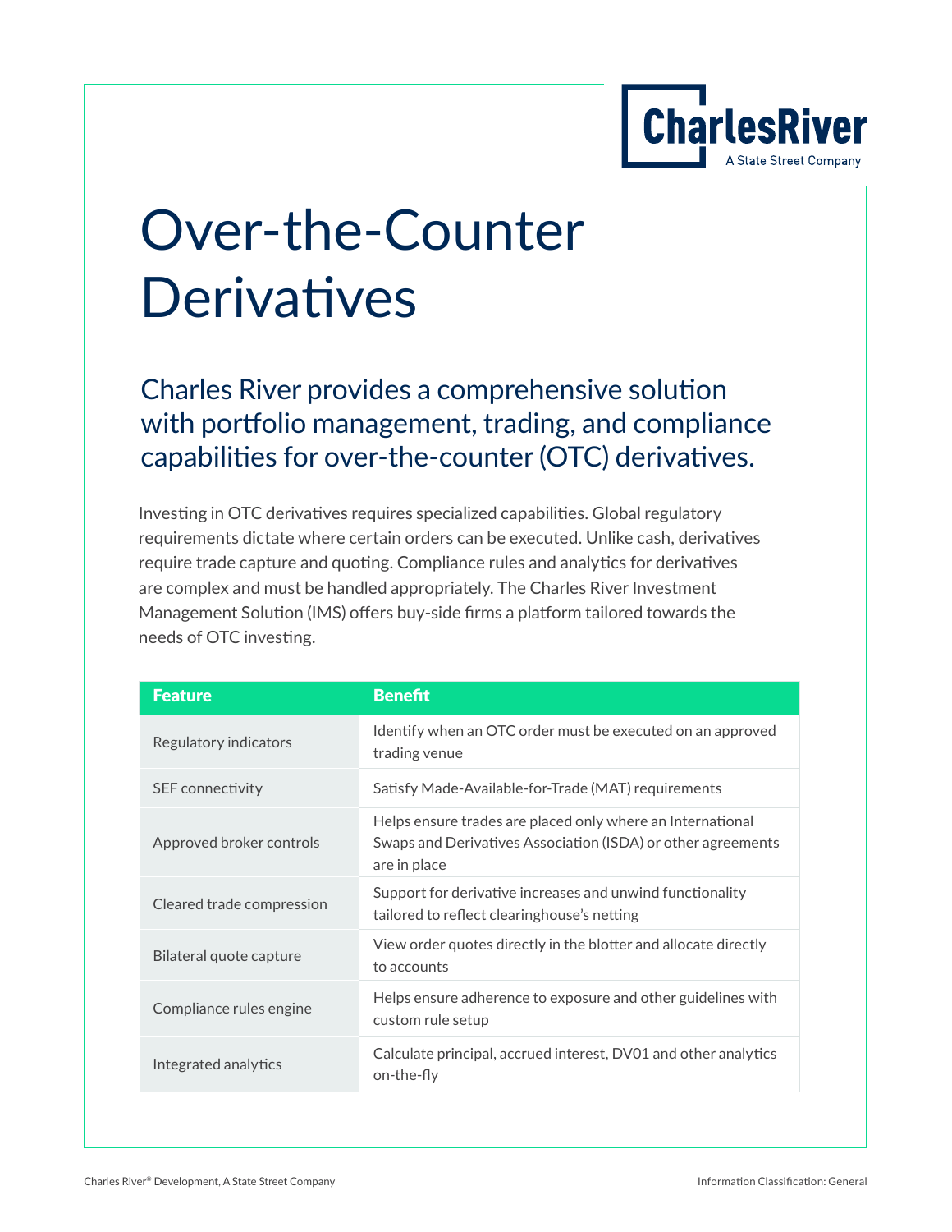# Over-the-Counter Derivatives

## Charles River provides a comprehensive solution with portfolio management, trading, and compliance capabilities for over-the-counter (OTC) derivatives.

Investing in OTC derivatives requires specialized capabilities. Global regulatory requirements dictate where certain orders can be executed. Unlike cash, derivatives require trade capture and quoting. Compliance rules and analytics for derivatives are complex and must be handled appropriately. The Charles River Investment Management Solution (IMS) offers buy-side firms a platform tailored towards the needs of OTC investing.

| Feature | Benefit |
| --- | --- |
| Regulatory indicators | Identify when an OTC order must be executed on an approved trading venue |
| SEF connectivity | Satisfy Made-Available-for-Trade (MAT) requirements |
| Approved broker controls | Helps ensure trades are placed only where an International Swaps and Derivatives Association (ISDA) or other agreements are in place |
| Cleared trade compression | Support for derivative increases and unwind functionality tailored to reflect clearinghouse's netting |
| Bilateral quote capture | View order quotes directly in the blotter and allocate directly to accounts |
| Compliance rules engine | Helps ensure adherence to exposure and other guidelines with custom rule setup |
| Integrated analytics | Calculate principal, accrued interest, DV01 and other analytics on-the-fly |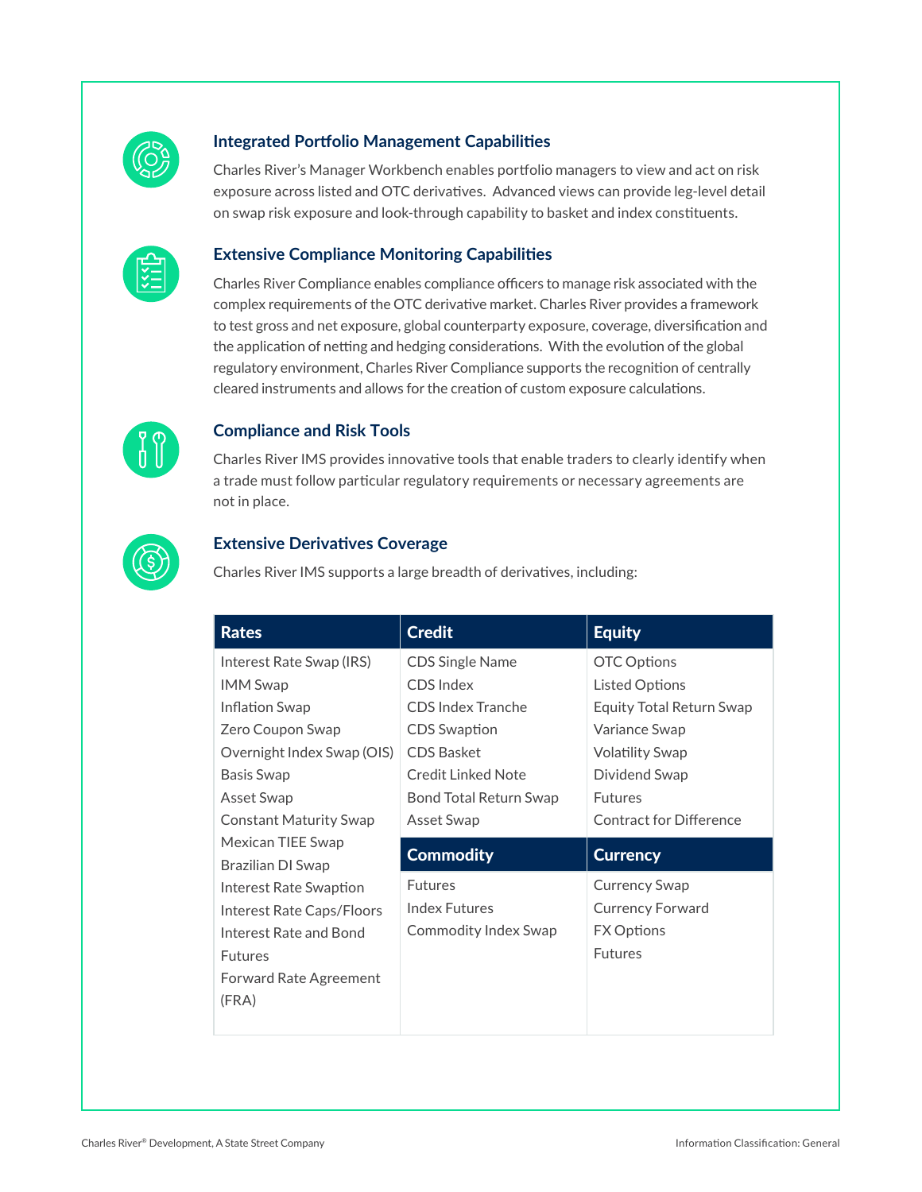### Integrated Portfolio Management Capabilities

Charles River's Manager Workbench enables portfolio managers to view and act on risk exposure across listed and OTC derivatives. Advanced views can provide leg-level detail on swap risk exposure and look-through capability to basket and index constituents.

### Extensive Compliance Monitoring Capabilities

Charles River Compliance enables compliance officers to manage risk associated with the complex requirements of the OTC derivative market. Charles River provides a framework to test gross and net exposure, global counterparty exposure, coverage, diversification and the application of netting and hedging considerations. With the evolution of the global regulatory environment, Charles River Compliance supports the recognition of centrally cleared instruments and allows for the creation of custom exposure calculations.

### Compliance and Risk Tools

Charles River IMS provides innovative tools that enable traders to clearly identify when a trade must follow particular regulatory requirements or necessary agreements are not in place.

### Extensive Derivatives Coverage

Charles River IMS supports a large breadth of derivatives, including:

| Rates | Credit | Equity |
|---|---|---|
| Interest Rate Swap (IRS) | CDS Single Name | OTC Options |
| IMM Swap | CDS Index | Listed Options |
| Inflation Swap | CDS Index Tranche | Equity Total Return Swap |
| Zero Coupon Swap | CDS Swaption | Variance Swap |
| Overnight Index Swap (OIS) | CDS Basket | Volatility Swap |
| Basis Swap | Credit Linked Note | Dividend Swap |
| Asset Swap | Bond Total Return Swap | Futures |
| Constant Maturity Swap | Asset Swap | Contract for Difference |
| Mexican TIEE Swap | **Commodity** | **Currency** |
| Brazilian DI Swap | Futures | Currency Swap |
| Interest Rate Swaption | Index Futures | Currency Forward |
| Interest Rate Caps/Floors | Commodity Index Swap | FX Options |
| Interest Rate and Bond Futures | | Futures |
| Forward Rate Agreement (FRA) | | |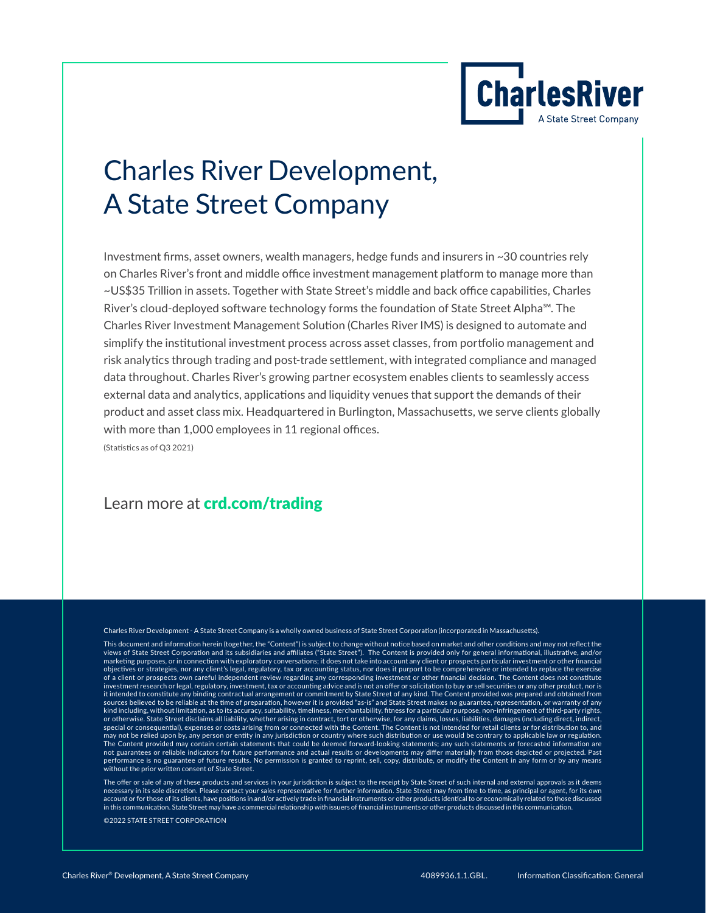# Charles River Development, A State Street Company

Investment firms, asset owners, wealth managers, hedge funds and insurers in ~30 countries rely on Charles River's front and middle office investment management platform to manage more than ~US$35 Trillion in assets. Together with State Street's middle and back office capabilities, Charles River's cloud-deployed software technology forms the foundation of State Street Alpha℠. The Charles River Investment Management Solution (Charles River IMS) is designed to automate and simplify the institutional investment process across asset classes, from portfolio management and risk analytics through trading and post-trade settlement, with integrated compliance and managed data throughout. Charles River's growing partner ecosystem enables clients to seamlessly access external data and analytics, applications and liquidity venues that support the demands of their product and asset class mix. Headquartered in Burlington, Massachusetts, we serve clients globally with more than 1,000 employees in 11 regional offices.

(Statistics as of Q3 2021)

Learn more at **crd.com/trading**

Charles River Development - A State Street Company is a wholly owned business of State Street Corporation (incorporated in Massachusetts).

This document and information herein (together, the "Content") is subject to change without notice based on market and other conditions and may not reflect the views of State Street Corporation and its subsidiaries and affiliates ("State Street"). The Content is provided only for general informational, illustrative, and/or marketing purposes, or in connection with exploratory conversations; it does not take into account any client or prospects particular investment or other financial objectives or strategies, nor any client's legal, regulatory, tax or accounting status, nor does it purport to be comprehensive or intended to replace the exercise of a client or prospects own careful independent review regarding any corresponding investment or other financial decision. The Content does not constitute investment research or legal, regulatory, investment, tax or accounting advice and is not an offer or solicitation to buy or sell securities or any other product, nor is it intended to constitute any binding contractual arrangement or commitment by State Street of any kind. The Content provided was prepared and obtained from sources believed to be reliable at the time of preparation, however it is provided "as-is" and State Street makes no guarantee, representation, or warranty of any kind including, without limitation, as to its accuracy, suitability, timeliness, merchantability, fitness for a particular purpose, non-infringement of third-party rights, or otherwise. State Street disclaims all liability, whether arising in contract, tort or otherwise, for any claims, losses, liabilities, damages (including direct, indirect, special or consequential), expenses or costs arising from or connected with the Content. The Content is not intended for retail clients or for distribution to, and may not be relied upon by, any person or entity in any jurisdiction or country where such distribution or use would be contrary to applicable law or regulation. The Content provided may contain certain statements that could be deemed forward-looking statements; any such statements or forecasted information are not guarantees or reliable indicators for future performance and actual results or developments may differ materially from those depicted or projected. Past performance is no guarantee of future results. No permission is granted to reprint, sell, copy, distribute, or modify the Content in any form or by any means without the prior written consent of State Street.

The offer or sale of any of these products and services in your jurisdiction is subject to the receipt by State Street of such internal and external approvals as it deems necessary in its sole discretion. Please contact your sales representative for further information. State Street may from time to time, as principal or agent, for its own account or for those of its clients, have positions in and/or actively trade in financial instruments or other products identical to or economically related to those discussed in this communication. State Street may have a commercial relationship with issuers of financial instruments or other products discussed in this communication.

©2022 STATE STREET CORPORATION

Charles River® Development, A State Street Company    4089936.1.1.GBL.    Information Classification: General